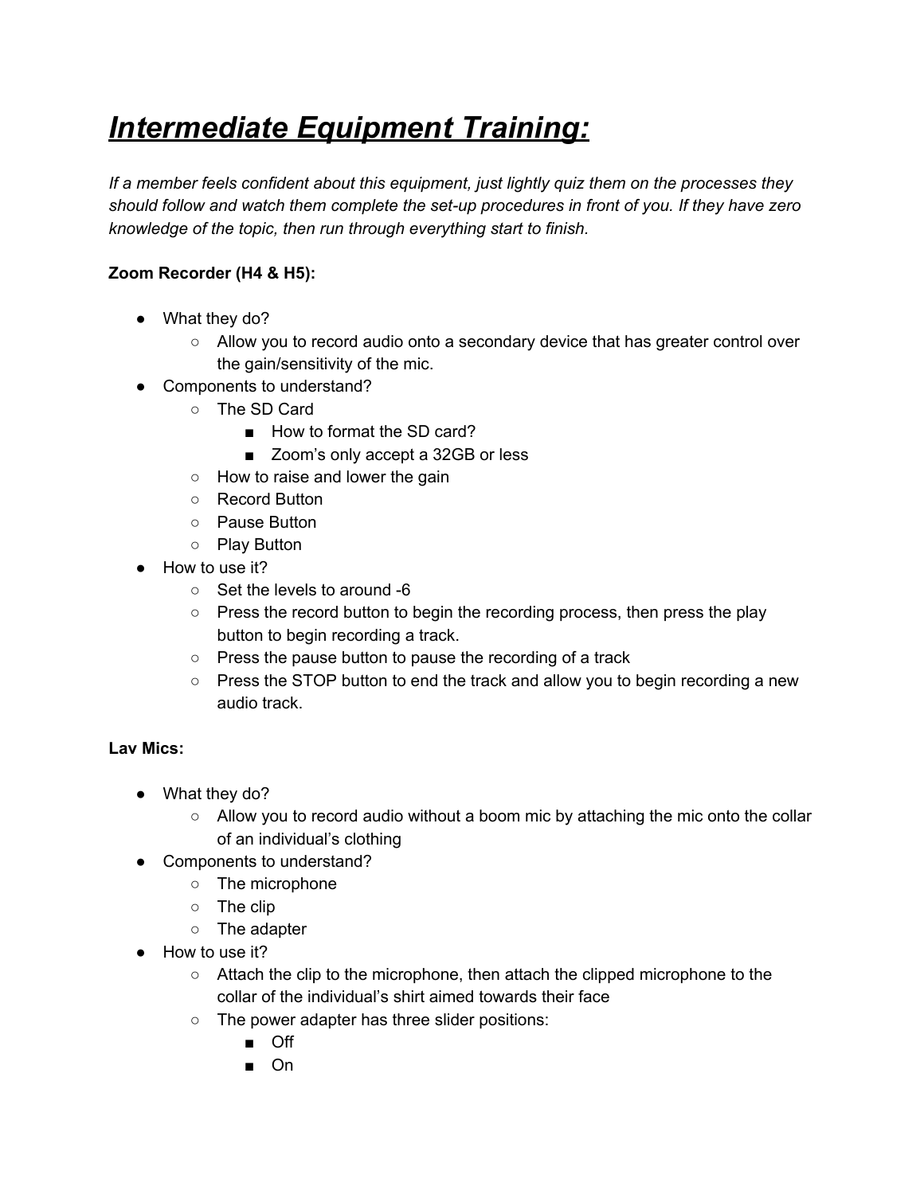# ***Intermediate Equipment Training:***

*If a member feels confident about this equipment, just lightly quiz them on the processes they should follow and watch them complete the set-up procedures in front of you. If they have zero knowledge of the topic, then run through everything start to finish.*

**Zoom Recorder (H4 & H5):**

- What they do?
  - Allow you to record audio onto a secondary device that has greater control over the gain/sensitivity of the mic.
- Components to understand?
  - The SD Card
    - How to format the SD card?
    - Zoom's only accept a 32GB or less
  - How to raise and lower the gain
  - Record Button
  - Pause Button
  - Play Button
- How to use it?
  - Set the levels to around -6
  - Press the record button to begin the recording process, then press the play button to begin recording a track.
  - Press the pause button to pause the recording of a track
  - Press the STOP button to end the track and allow you to begin recording a new audio track.

**Lav Mics:**

- What they do?
  - Allow you to record audio without a boom mic by attaching the mic onto the collar of an individual's clothing
- Components to understand?
  - The microphone
  - The clip
  - The adapter
- How to use it?
  - Attach the clip to the microphone, then attach the clipped microphone to the collar of the individual's shirt aimed towards their face
  - The power adapter has three slider positions:
    - Off
    - On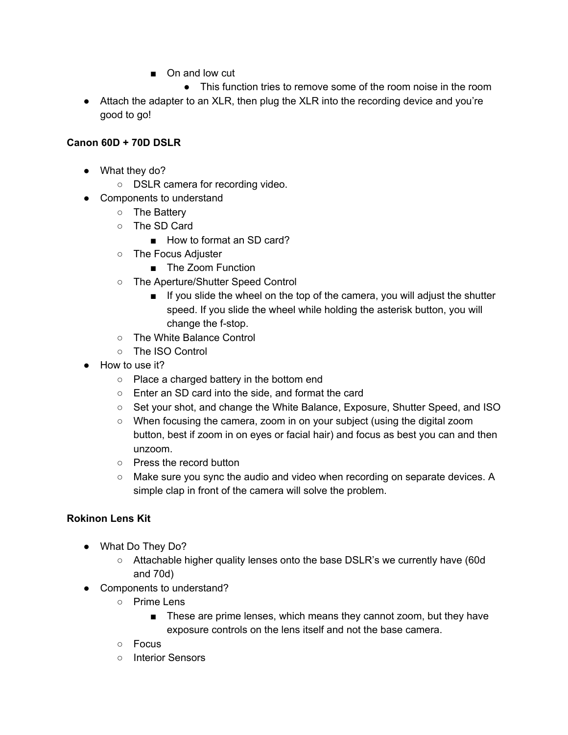- On and low cut
                - This function tries to remove some of the room noise in the room
- Attach the adapter to an XLR, then plug the XLR into the recording device and you're good to go!

**Canon 60D + 70D DSLR**

- What they do?
    - DSLR camera for recording video.
- Components to understand
    - The Battery
    - The SD Card
        - How to format an SD card?
    - The Focus Adjuster
        - The Zoom Function
    - The Aperture/Shutter Speed Control
        - If you slide the wheel on the top of the camera, you will adjust the shutter speed. If you slide the wheel while holding the asterisk button, you will change the f-stop.
    - The White Balance Control
    - The ISO Control
- How to use it?
    - Place a charged battery in the bottom end
    - Enter an SD card into the side, and format the card
    - Set your shot, and change the White Balance, Exposure, Shutter Speed, and ISO
    - When focusing the camera, zoom in on your subject (using the digital zoom button, best if zoom in on eyes or facial hair) and focus as best you can and then unzoom.
    - Press the record button
    - Make sure you sync the audio and video when recording on separate devices. A simple clap in front of the camera will solve the problem.

**Rokinon Lens Kit**

- What Do They Do?
    - Attachable higher quality lenses onto the base DSLR's we currently have (60d and 70d)
- Components to understand?
    - Prime Lens
        - These are prime lenses, which means they cannot zoom, but they have exposure controls on the lens itself and not the base camera.
    - Focus
    - Interior Sensors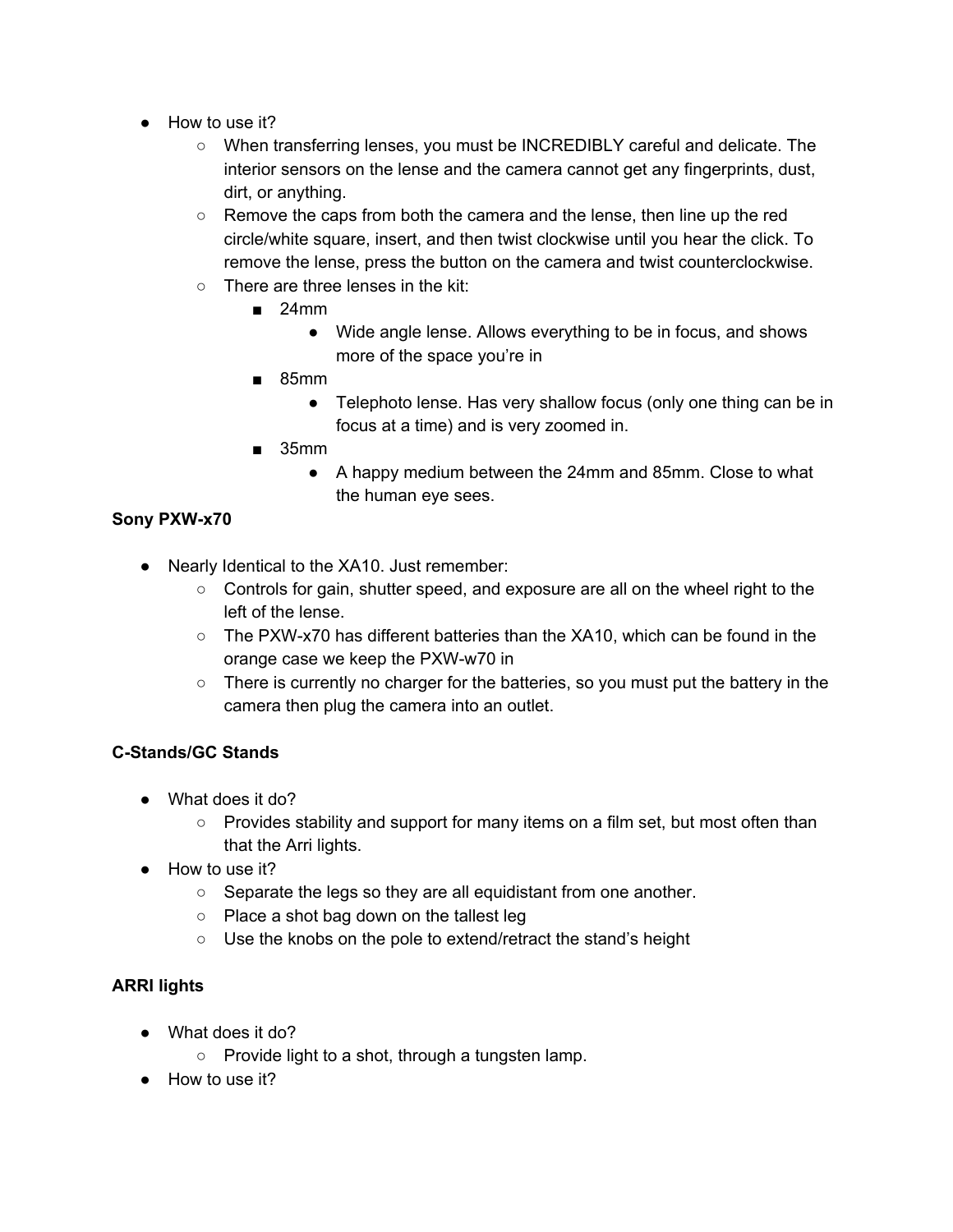- How to use it?
  - When transferring lenses, you must be INCREDIBLY careful and delicate. The interior sensors on the lense and the camera cannot get any fingerprints, dust, dirt, or anything.
  - Remove the caps from both the camera and the lense, then line up the red circle/white square, insert, and then twist clockwise until you hear the click. To remove the lense, press the button on the camera and twist counterclockwise.
  - There are three lenses in the kit:
    - 24mm
      - Wide angle lense. Allows everything to be in focus, and shows more of the space you're in
    - 85mm
      - Telephoto lense. Has very shallow focus (only one thing can be in focus at a time) and is very zoomed in.
    - 35mm
      - A happy medium between the 24mm and 85mm. Close to what the human eye sees.

**Sony PXW-x70**

- Nearly Identical to the XA10. Just remember:
  - Controls for gain, shutter speed, and exposure are all on the wheel right to the left of the lense.
  - The PXW-x70 has different batteries than the XA10, which can be found in the orange case we keep the PXW-w70 in
  - There is currently no charger for the batteries, so you must put the battery in the camera then plug the camera into an outlet.

**C-Stands/GC Stands**

- What does it do?
  - Provides stability and support for many items on a film set, but most often than that the Arri lights.
- How to use it?
  - Separate the legs so they are all equidistant from one another.
  - Place a shot bag down on the tallest leg
  - Use the knobs on the pole to extend/retract the stand's height

**ARRI lights**

- What does it do?
  - Provide light to a shot, through a tungsten lamp.
- How to use it?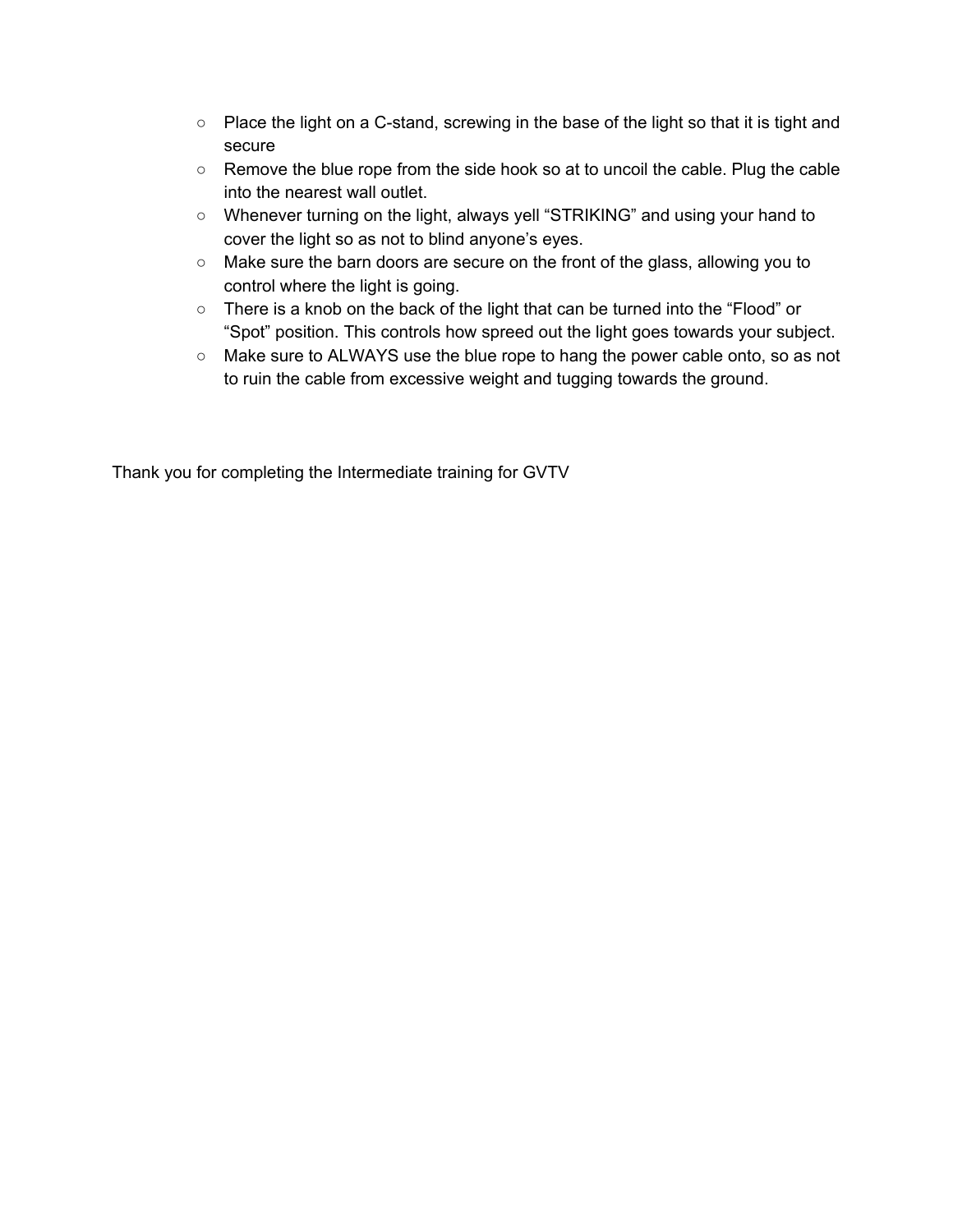- Place the light on a C-stand, screwing in the base of the light so that it is tight and secure
- Remove the blue rope from the side hook so at to uncoil the cable. Plug the cable into the nearest wall outlet.
- Whenever turning on the light, always yell “STRIKING” and using your hand to cover the light so as not to blind anyone’s eyes.
- Make sure the barn doors are secure on the front of the glass, allowing you to control where the light is going.
- There is a knob on the back of the light that can be turned into the “Flood” or “Spot” position. This controls how spreed out the light goes towards your subject.
- Make sure to ALWAYS use the blue rope to hang the power cable onto, so as not to ruin the cable from excessive weight and tugging towards the ground.

Thank you for completing the Intermediate training for GVTV